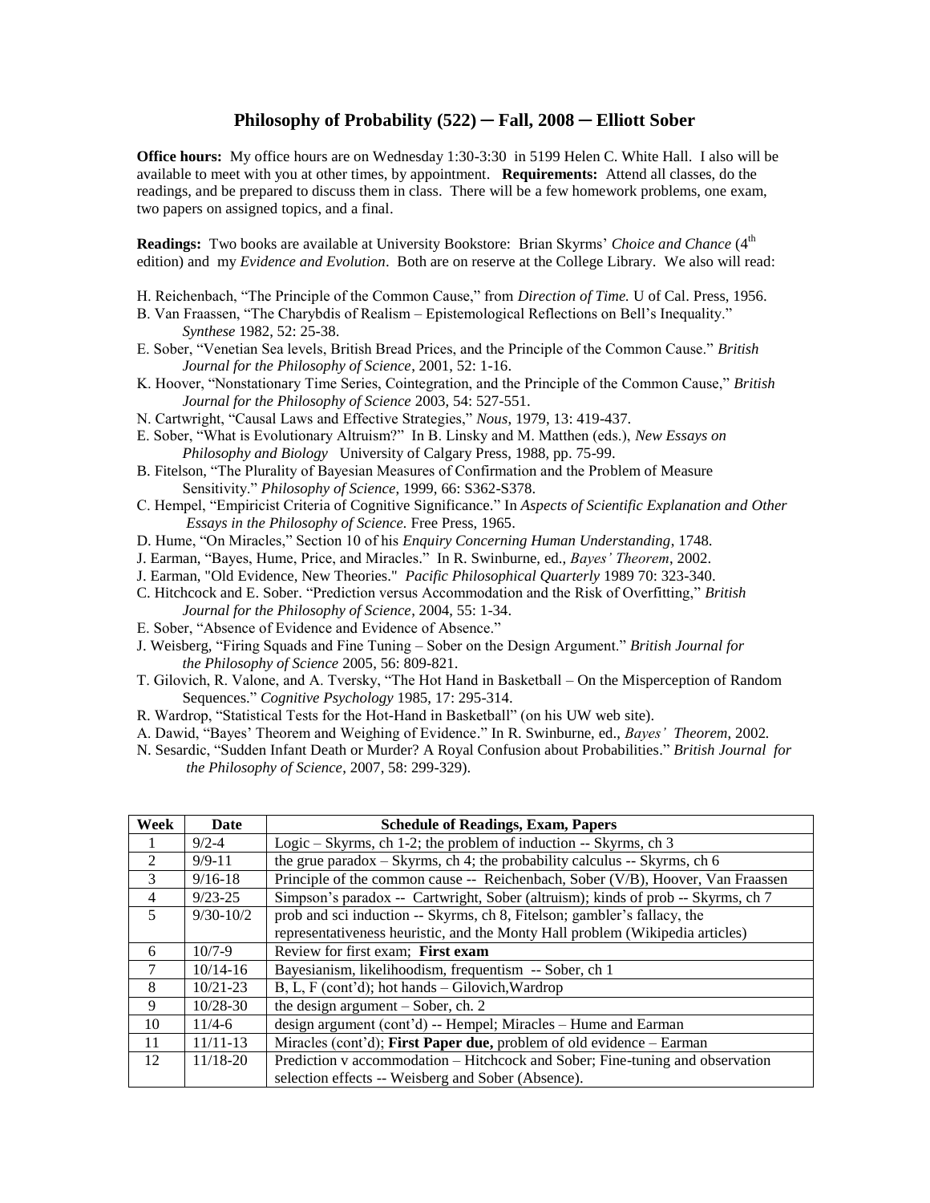# Philosophy of Probability (522) ─ Fall, 2008 ─ Elliott Sober

**Office hours:** My office hours are on Wednesday 1:30-3:30 in 5199 Helen C. White Hall. I also will be available to meet with you at other times, by appointment. **Requirements:** Attend all classes, do the readings, and be prepared to discuss them in class. There will be a few homework problems, one exam, two papers on assigned topics, and a final.

**Readings:** Two books are available at University Bookstore: Brian Skyrms' *Choice and Chance* (4th edition) and my *Evidence and Evolution*. Both are on reserve at the College Library. We also will read:

H. Reichenbach, "The Principle of the Common Cause," from *Direction of Time.* U of Cal. Press, 1956.
B. Van Fraassen, "The Charybdis of Realism – Epistemological Reflections on Bell's Inequality." *Synthese* 1982, 52: 25-38.
E. Sober, "Venetian Sea levels, British Bread Prices, and the Principle of the Common Cause." *British Journal for the Philosophy of Science*, 2001, 52: 1-16.
K. Hoover, "Nonstationary Time Series, Cointegration, and the Principle of the Common Cause," *British Journal for the Philosophy of Science* 2003, 54: 527-551.
N. Cartwright, "Causal Laws and Effective Strategies," *Nous*, 1979, 13: 419-437.
E. Sober, "What is Evolutionary Altruism?" In B. Linsky and M. Matthen (eds.), *New Essays on Philosophy and Biology* University of Calgary Press, 1988, pp. 75-99.
B. Fitelson, "The Plurality of Bayesian Measures of Confirmation and the Problem of Measure Sensitivity." *Philosophy of Science,* 1999, 66: S362-S378.
C. Hempel, "Empiricist Criteria of Cognitive Significance." In *Aspects of Scientific Explanation and Other Essays in the Philosophy of Science.* Free Press, 1965.
D. Hume, "On Miracles," Section 10 of his *Enquiry Concerning Human Understanding*, 1748.
J. Earman, "Bayes, Hume, Price, and Miracles." In R. Swinburne, ed., *Bayes' Theorem*, 2002.
J. Earman, "Old Evidence, New Theories." *Pacific Philosophical Quarterly* 1989 70: 323-340.
C. Hitchcock and E. Sober. "Prediction versus Accommodation and the Risk of Overfitting," *British Journal for the Philosophy of Science*, 2004, 55: 1-34.
E. Sober, "Absence of Evidence and Evidence of Absence."
J. Weisberg, "Firing Squads and Fine Tuning – Sober on the Design Argument." *British Journal for the Philosophy of Science* 2005, 56: 809-821.
T. Gilovich, R. Valone, and A. Tversky, "The Hot Hand in Basketball – On the Misperception of Random Sequences." *Cognitive Psychology* 1985, 17: 295-314.
R. Wardrop, "Statistical Tests for the Hot-Hand in Basketball" (on his UW web site).
A. Dawid, "Bayes' Theorem and Weighing of Evidence." In R. Swinburne, ed., *Bayes' Theorem*, 2002.
N. Sesardic, "Sudden Infant Death or Murder? A Royal Confusion about Probabilities." *British Journal for the Philosophy of Science*, 2007, 58: 299-329).

| Week | Date | Schedule of Readings, Exam, Papers |
|---|---|---|
| 1 | 9/2-4 | Logic – Skyrms, ch 1-2; the problem of induction -- Skyrms, ch 3 |
| 2 | 9/9-11 | the grue paradox – Skyrms, ch 4; the probability calculus -- Skyrms, ch 6 |
| 3 | 9/16-18 | Principle of the common cause -- Reichenbach, Sober (V/B), Hoover, Van Fraassen |
| 4 | 9/23-25 | Simpson's paradox -- Cartwright, Sober (altruism); kinds of prob -- Skyrms, ch 7 |
| 5 | 9/30-10/2 | prob and sci induction -- Skyrms, ch 8, Fitelson; gambler's fallacy, the representativeness heuristic, and the Monty Hall problem (Wikipedia articles) |
| 6 | 10/7-9 | Review for first exam; **First exam** |
| 7 | 10/14-16 | Bayesianism, likelihoodism, frequentism -- Sober, ch 1 |
| 8 | 10/21-23 | B, L, F (cont'd); hot hands – Gilovich,Wardrop |
| 9 | 10/28-30 | the design argument – Sober, ch. 2 |
| 10 | 11/4-6 | design argument (cont'd) -- Hempel; Miracles – Hume and Earman |
| 11 | 11/11-13 | Miracles (cont'd); **First Paper due,** problem of old evidence – Earman |
| 12 | 11/18-20 | Prediction v accommodation – Hitchcock and Sober; Fine-tuning and observation selection effects -- Weisberg and Sober (Absence). |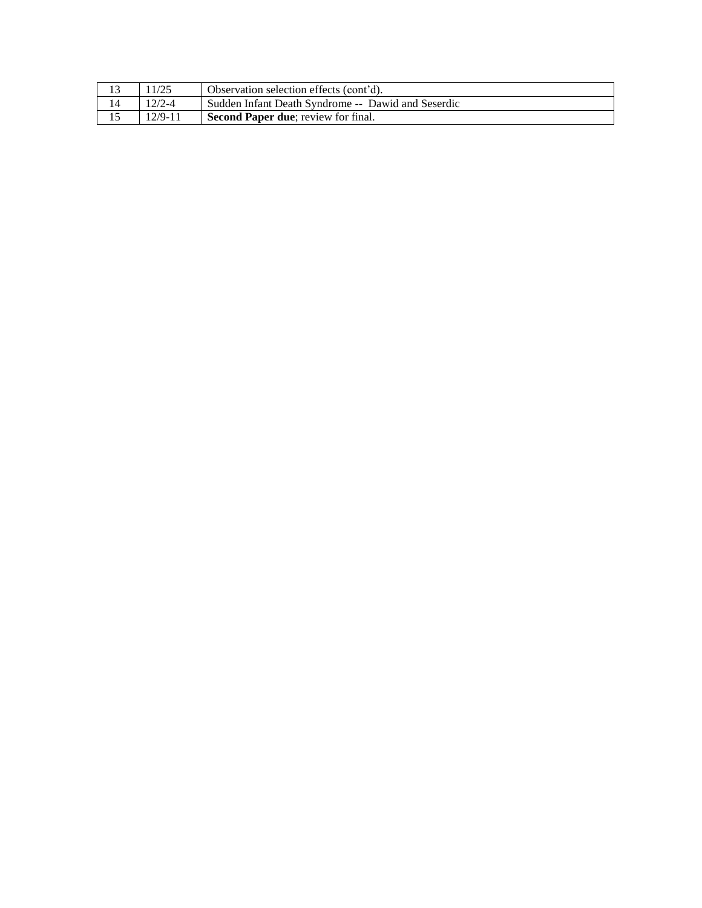| | | |
|---|---|---|
| 13 | 11/25 | Observation selection effects (cont'd). |
| 14 | 12/2-4 | Sudden Infant Death Syndrome -- Dawid and Seserdic |
| 15 | 12/9-11 | **Second Paper due**; review for final. |